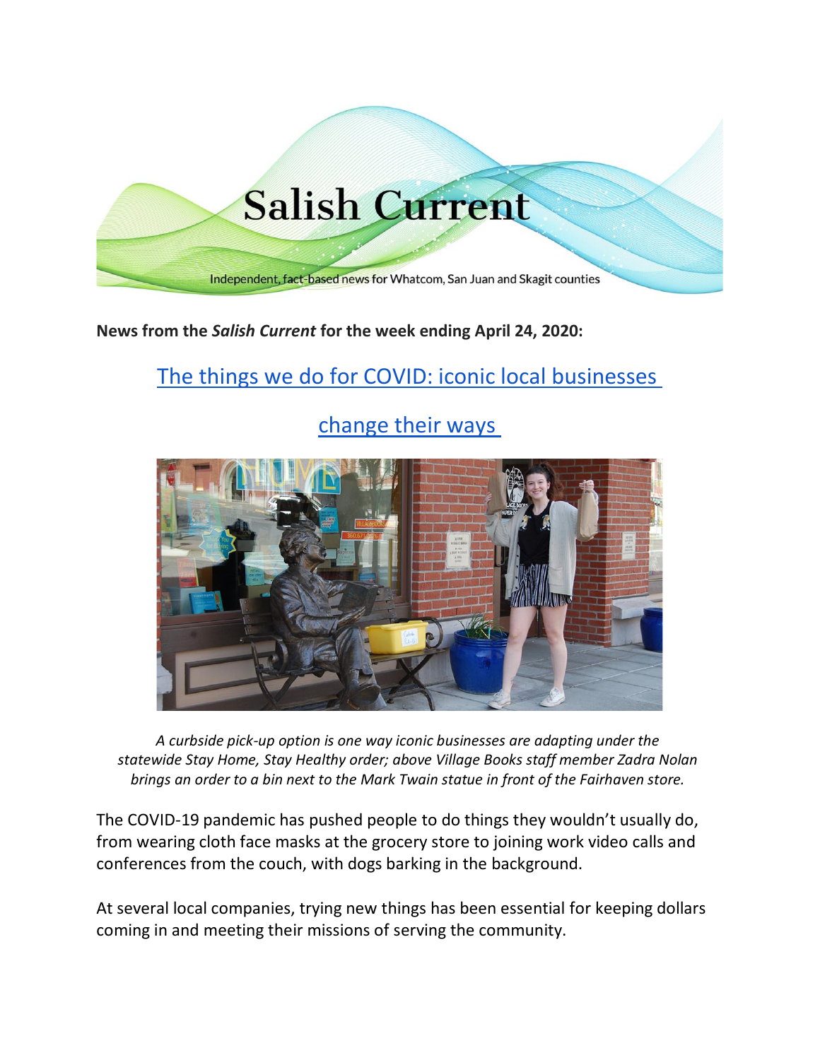# Salish Current

Independent, fact-based news for Whatcom, San Juan and Skagit counties

**News from the *Salish Current* for the week ending April 24, 2020:**

## The things we do for COVID: iconic local businesses change their ways

*A curbside pick-up option is one way iconic businesses are adapting under the statewide Stay Home, Stay Healthy order; above Village Books staff member Zadra Nolan brings an order to a bin next to the Mark Twain statue in front of the Fairhaven store.*

The COVID-19 pandemic has pushed people to do things they wouldn't usually do, from wearing cloth face masks at the grocery store to joining work video calls and conferences from the couch, with dogs barking in the background.

At several local companies, trying new things has been essential for keeping dollars coming in and meeting their missions of serving the community.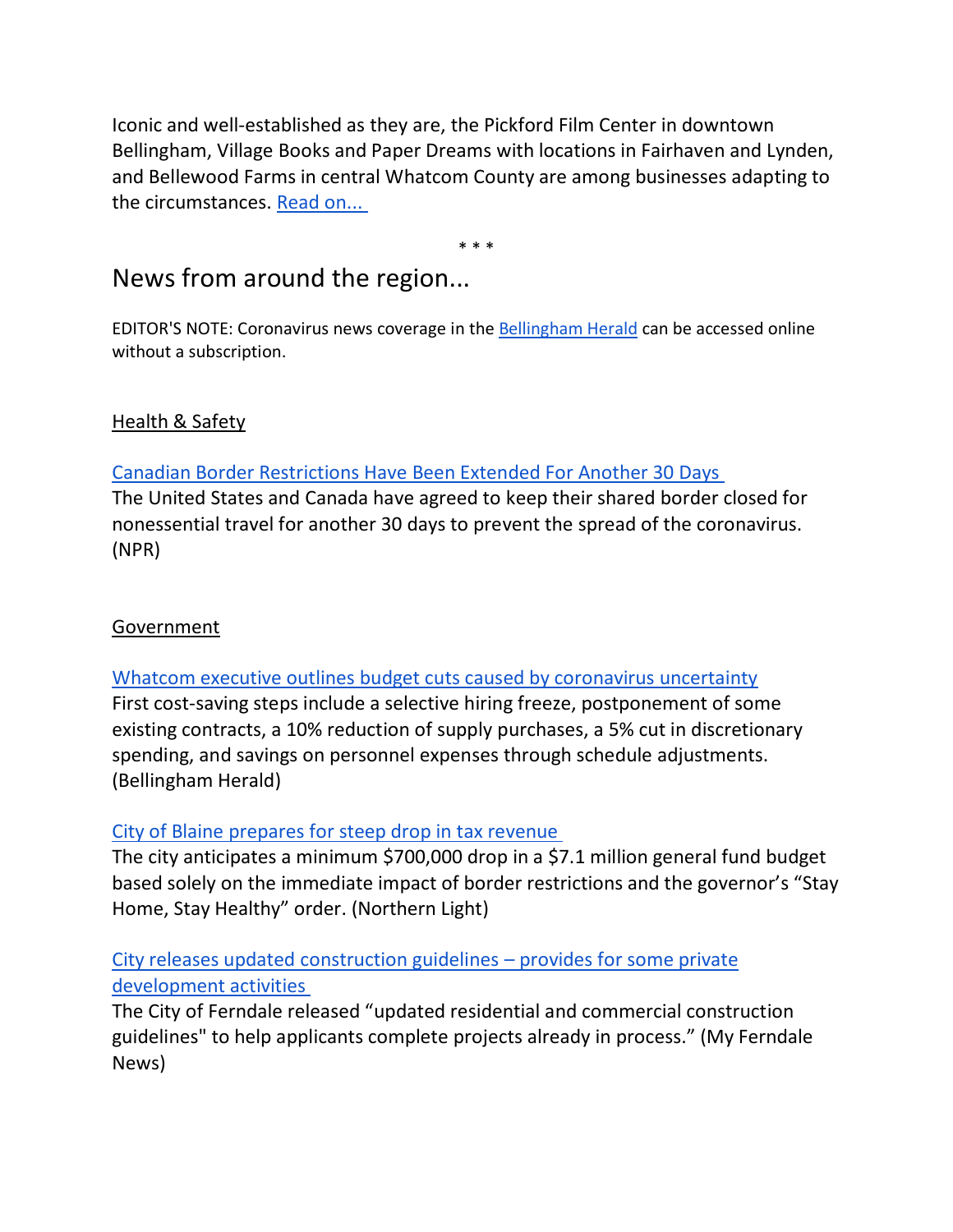Iconic and well-established as they are, the Pickford Film Center in downtown Bellingham, Village Books and Paper Dreams with locations in Fairhaven and Lynden, and Bellewood Farms in central Whatcom County are among businesses adapting to the circumstances. Read on...

\* \* \*

## News from around the region...

EDITOR'S NOTE: Coronavirus news coverage in the Bellingham Herald can be accessed online without a subscription.

### Health & Safety

Canadian Border Restrictions Have Been Extended For Another 30 Days
The United States and Canada have agreed to keep their shared border closed for nonessential travel for another 30 days to prevent the spread of the coronavirus. (NPR)

### Government

Whatcom executive outlines budget cuts caused by coronavirus uncertainty
First cost-saving steps include a selective hiring freeze, postponement of some existing contracts, a 10% reduction of supply purchases, a 5% cut in discretionary spending, and savings on personnel expenses through schedule adjustments. (Bellingham Herald)

City of Blaine prepares for steep drop in tax revenue
The city anticipates a minimum $700,000 drop in a $7.1 million general fund budget based solely on the immediate impact of border restrictions and the governor's "Stay Home, Stay Healthy" order. (Northern Light)

City releases updated construction guidelines – provides for some private development activities
The City of Ferndale released "updated residential and commercial construction guidelines" to help applicants complete projects already in process." (My Ferndale News)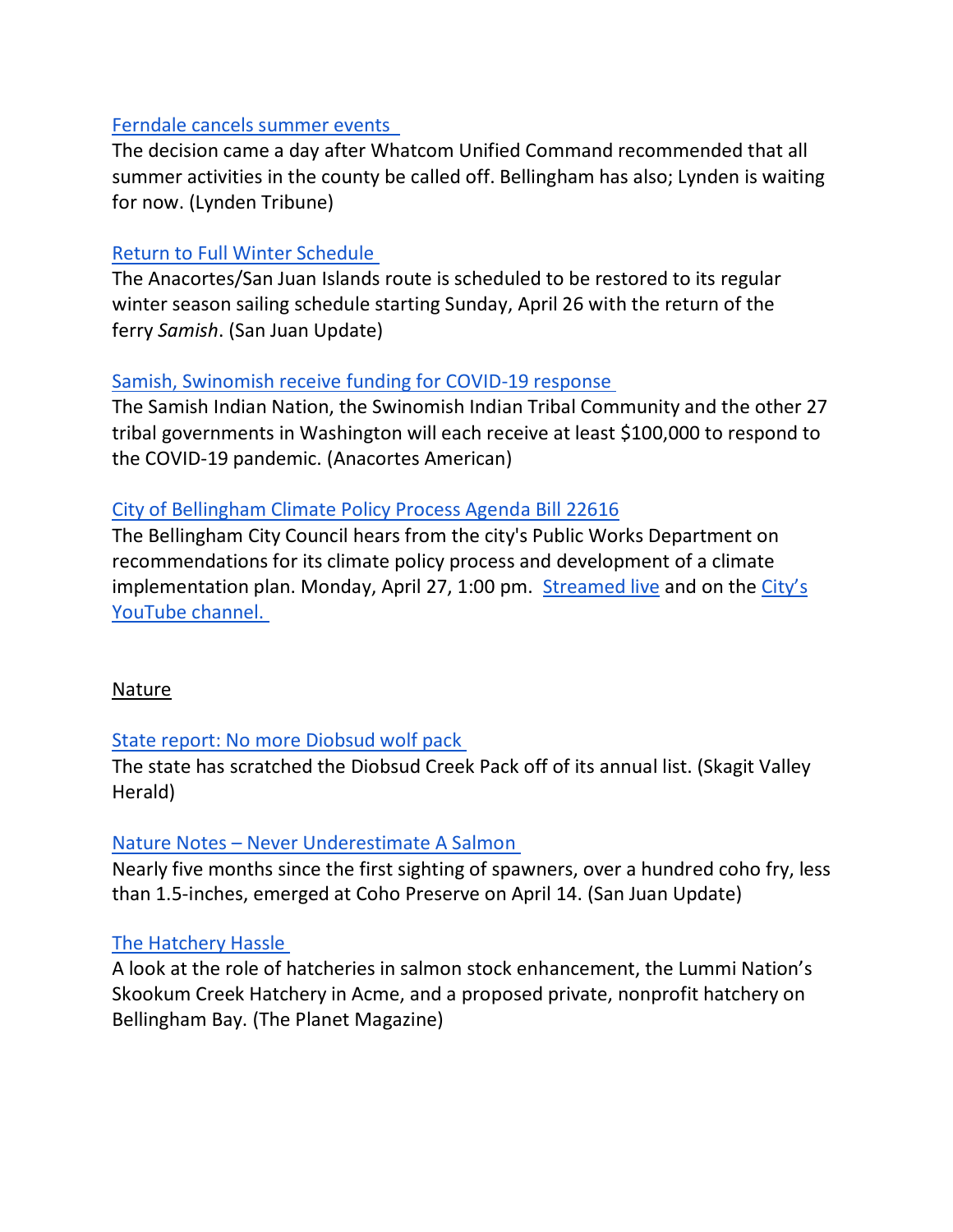[Ferndale cancels summer events](#)

The decision came a day after Whatcom Unified Command recommended that all summer activities in the county be called off. Bellingham has also; Lynden is waiting for now. (Lynden Tribune)

[Return to Full Winter Schedule](#)

The Anacortes/San Juan Islands route is scheduled to be restored to its regular winter season sailing schedule starting Sunday, April 26 with the return of the ferry *Samish*. (San Juan Update)

[Samish, Swinomish receive funding for COVID-19 response](#)

The Samish Indian Nation, the Swinomish Indian Tribal Community and the other 27 tribal governments in Washington will each receive at least $100,000 to respond to the COVID-19 pandemic. (Anacortes American)

[City of Bellingham Climate Policy Process Agenda Bill 22616](#)

The Bellingham City Council hears from the city's Public Works Department on recommendations for its climate policy process and development of a climate implementation plan. Monday, April 27, 1:00 pm. [Streamed live](#) and on the [City's YouTube channel.](#)

## Nature

[State report: No more Diobsud wolf pack](#)

The state has scratched the Diobsud Creek Pack off of its annual list. (Skagit Valley Herald)

[Nature Notes – Never Underestimate A Salmon](#)

Nearly five months since the first sighting of spawners, over a hundred coho fry, less than 1.5-inches, emerged at Coho Preserve on April 14. (San Juan Update)

[The Hatchery Hassle](#)

A look at the role of hatcheries in salmon stock enhancement, the Lummi Nation's Skookum Creek Hatchery in Acme, and a proposed private, nonprofit hatchery on Bellingham Bay. (The Planet Magazine)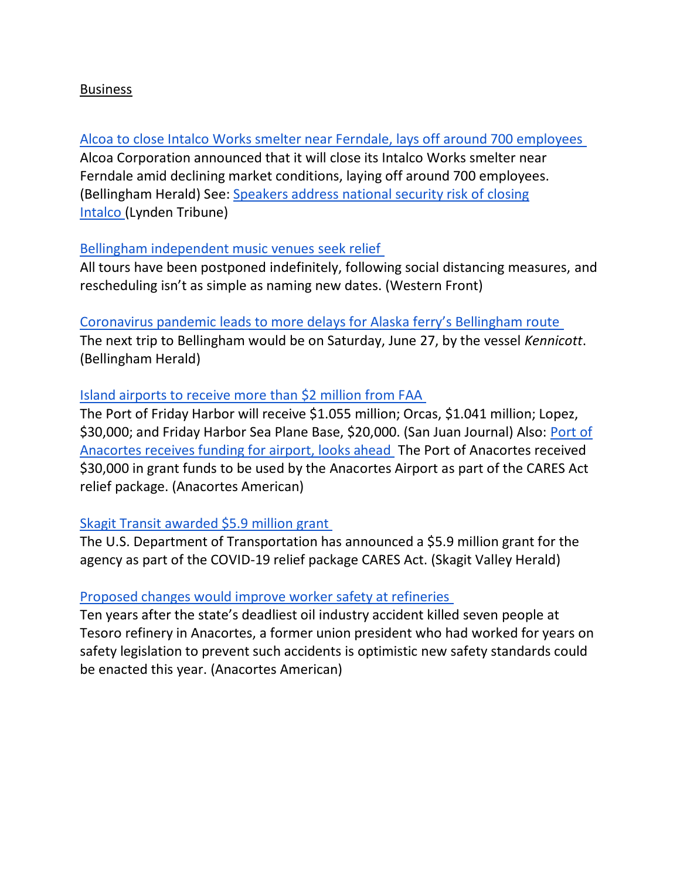<u>Business</u>

**Alcoa to close Intalco Works smelter near Ferndale, lays off around 700 employees**
Alcoa Corporation announced that it will close its Intalco Works smelter near Ferndale amid declining market conditions, laying off around 700 employees. (Bellingham Herald) See: Speakers address national security risk of closing Intalco (Lynden Tribune)

**Bellingham independent music venues seek relief**
All tours have been postponed indefinitely, following social distancing measures, and rescheduling isn't as simple as naming new dates. (Western Front)

**Coronavirus pandemic leads to more delays for Alaska ferry's Bellingham route**
The next trip to Bellingham would be on Saturday, June 27, by the vessel *Kennicott*. (Bellingham Herald)

**Island airports to receive more than $2 million from FAA**
The Port of Friday Harbor will receive $1.055 million; Orcas, $1.041 million; Lopez, $30,000; and Friday Harbor Sea Plane Base, $20,000. (San Juan Journal) Also: Port of Anacortes receives funding for airport, looks ahead The Port of Anacortes received $30,000 in grant funds to be used by the Anacortes Airport as part of the CARES Act relief package. (Anacortes American)

**Skagit Transit awarded $5.9 million grant**
The U.S. Department of Transportation has announced a $5.9 million grant for the agency as part of the COVID-19 relief package CARES Act. (Skagit Valley Herald)

**Proposed changes would improve worker safety at refineries**
Ten years after the state's deadliest oil industry accident killed seven people at Tesoro refinery in Anacortes, a former union president who had worked for years on safety legislation to prevent such accidents is optimistic new safety standards could be enacted this year. (Anacortes American)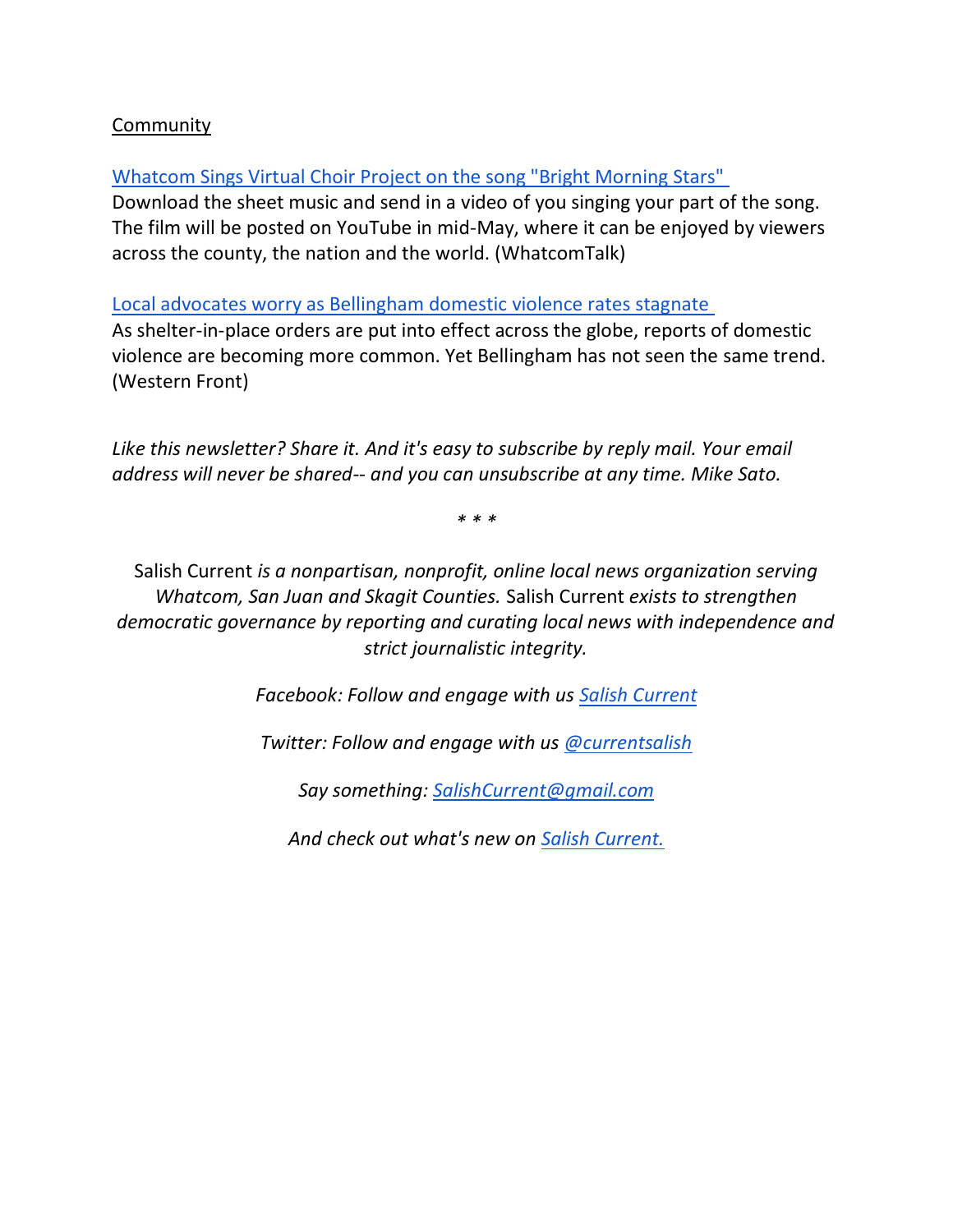Community

[Whatcom Sings Virtual Choir Project on the song "Bright Morning Stars"]
Download the sheet music and send in a video of you singing your part of the song. The film will be posted on YouTube in mid-May, where it can be enjoyed by viewers across the county, the nation and the world. (WhatcomTalk)

[Local advocates worry as Bellingham domestic violence rates stagnate]
As shelter-in-place orders are put into effect across the globe, reports of domestic violence are becoming more common. Yet Bellingham has not seen the same trend. (Western Front)

*Like this newsletter? Share it. And it's easy to subscribe by reply mail. Your email address will never be shared-- and you can unsubscribe at any time. Mike Sato.*

* * *

Salish Current *is a nonpartisan, nonprofit, online local news organization serving Whatcom, San Juan and Skagit Counties.* Salish Current *exists to strengthen democratic governance by reporting and curating local news with independence and strict journalistic integrity.*

*Facebook: Follow and engage with us Salish Current*

*Twitter: Follow and engage with us @currentsalish*

*Say something: SalishCurrent@gmail.com*

*And check out what's new on Salish Current.*